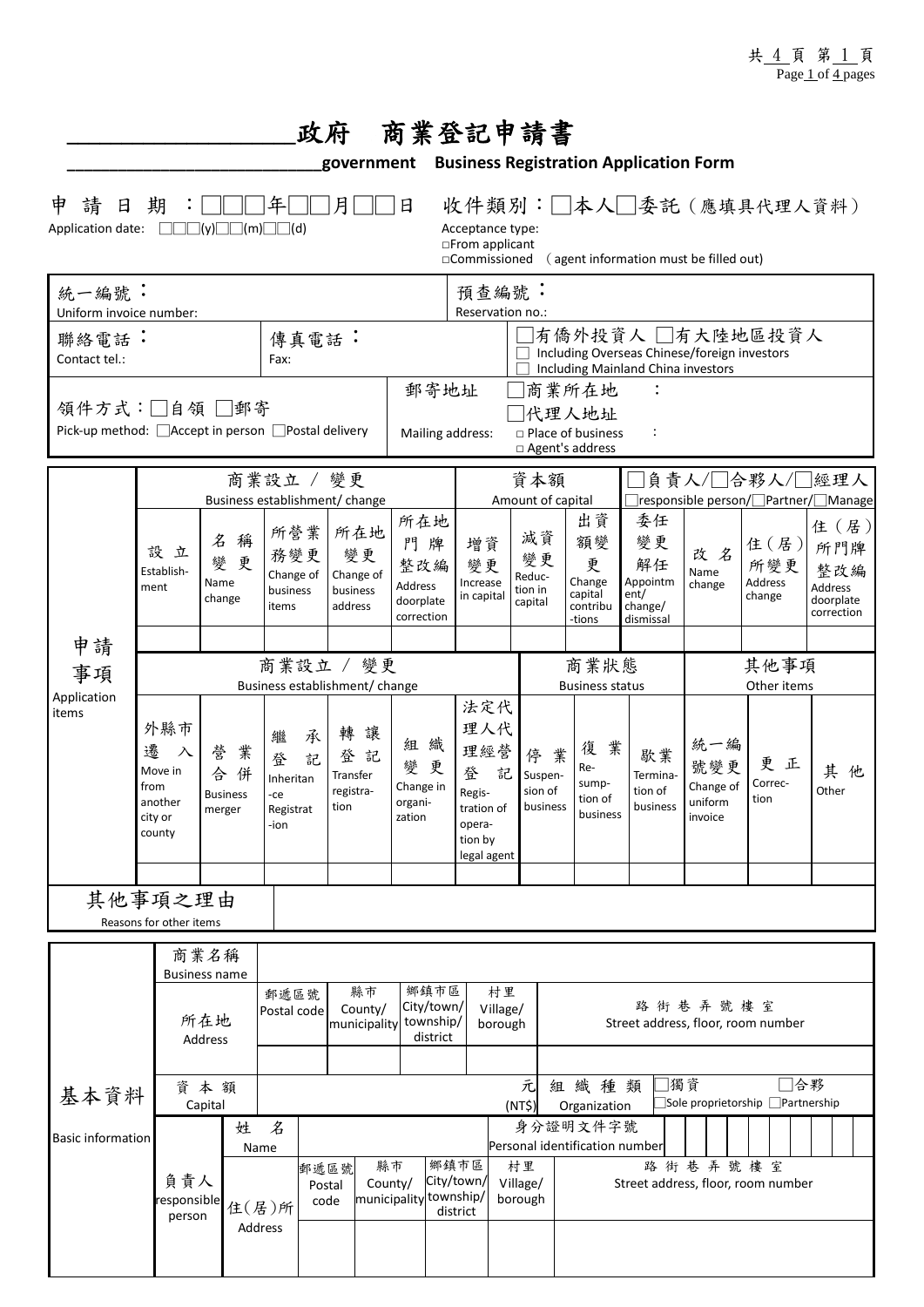# ____________________政府　商業登記申請書

## ____________________________government　Business Registration Application Form

申　請　日　期　：□□□年□□月□□日　　收件類別：□本人□委託（應填具代理人資料）

Application date: □□□(y)□□(m)□□(d)　　Acceptance type: □From applicant □Commissioned （agent information must be filled out)

| 統一編號：<br>Uniform invoice number: | | 預查編號：<br>Reservation no.: | |
|---|---|---|---|
| 聯絡電話：<br>Contact tel.: | 傳真電話：<br>Fax: | □有僑外投資人 □有大陸地區投資人<br>□ Including Overseas Chinese/foreign investors<br>□ Including Mainland China investors | |
| 領件方式：□自領 □郵寄<br>Pick-up method: □Accept in person □Postal delivery | | 郵寄地址<br>Mailing address: | □商業所在地　：<br>□代理人地址<br>□ Place of business　:<br>□ Agent's address |

| 申請事項<br>Application items | 商業設立 / 變更<br>Business establishment/ change | | | | | 資本額<br>Amount of capital | | | □負責人/□合夥人/□經理人<br>□responsible person/□Partner/□Manage | | | |
|---|---|---|---|---|---|---|---|---|---|---|---|---|
| | 設 立<br>Establish-ment | 名 稱 變 更<br>Name change | 所營業務變更<br>Change of business items | 所在地變更<br>Change of business address | 所在地門牌整改編<br>Address doorplate correction | 增資變更<br>Increase in capital | 減資變更<br>Reduc-tion in capital | 出資額變更<br>Change capital contribu-tions | 委任變更解任<br>Appointm ent/ change/ dismissal | 改 名<br>Name change | 住（居）所變更<br>Address change | 住（居）所門牌整改編<br>Address doorplate correction |
| | | | | | | | | | | | | |
| | 商業設立 / 變更<br>Business establishment/ change | | | | | | 商業狀態<br>Business status | | | 其他事項<br>Other items | | |
| | 外縣市遷入<br>Move in from another city or county | 營業合併<br>Business merger | 繼承登記<br>Inheritan-ce Registrat-ion | 轉讓登記<br>Transfer registra-tion | 組織變更<br>Change in organi-zation | 法定代理人代理經營登記<br>Regis-tration of opera-tion by legal agent | 停 業<br>Suspen-sion of business | 復 業<br>Re-sump-tion of business | 歇業<br>Termina-tion of business | 統一編號變更<br>Change of uniform invoice | 更 正<br>Correc-tion | 其 他<br>Other |
| | | | | | | | | | | | | |
| 其他事項之理由<br>Reasons for other items | | | | | | | | | | | | |

| 基本資料<br>Basic information | 商業名稱<br>Business name | | | | | | | |
|---|---|---|---|---|---|---|---|---|
| | 所在地<br>Address | | 郵遞區號<br>Postal code | 縣市<br>County/ municipality | 鄉鎮市區<br>City/town/ township/ district | 村里<br>Village/ borough | 路 街 巷 弄 號 樓 室<br>Street address, floor, room number | |
| | | | | | | | | |
| | 資 本 額<br>Capital | | 元 (NT$) | | 組 織 種 類<br>Organization | | □獨資 □合夥<br>□Sole proprietorship □Partnership | |
| | 負責人<br>responsible person | 姓 名<br>Name | | | 身分證明文件字號<br>Personal identification number | | | |
| | | 住(居)所<br>Address | 郵遞區號<br>Postal code | 縣市<br>County/ municipality | 鄉鎮市區<br>City/town/ township/ district | 村里<br>Village/ borough | 路 街 巷 弄 號 樓 室<br>Street address, floor, room number | |
| | | | | | | | | |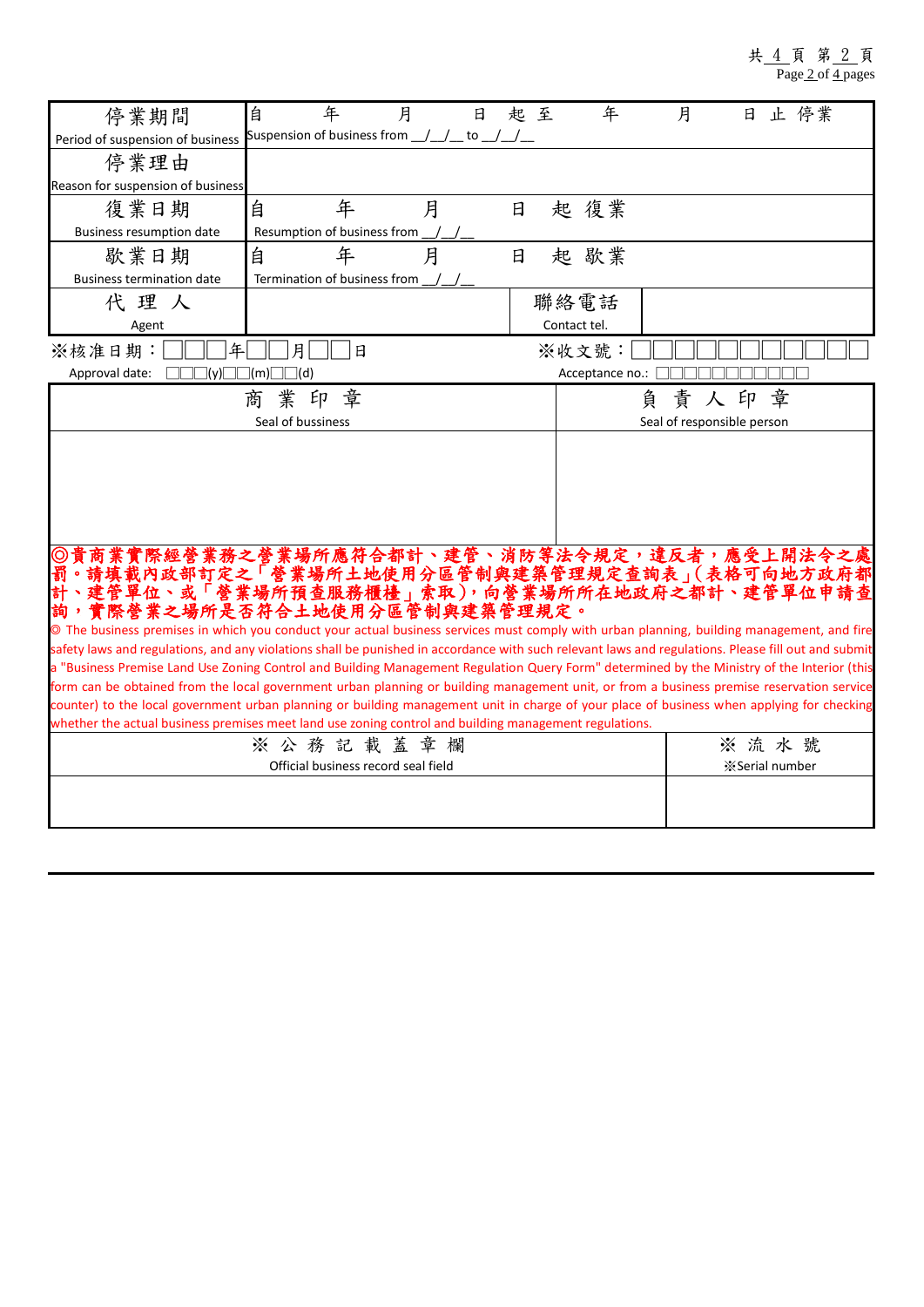| 停業期間<br>Period of suspension of business | 自　　年　　月　　日 起 至　　年　　月　　日 止 停業<br>Suspension of business from __/__/__ to __/__/__ | | |
|---|---|---|---|
| 停業理由<br>Reason for suspension of business | | | |
| 復業日期<br>Business resumption date | 自　　年　　月　　日 起 復業<br>Resumption of business from __/__/__ | | |
| 歇業日期<br>Business termination date | 自　　年　　月　　日 起 歇業<br>Termination of business from __/__/__ | | |
| 代 理 人<br>Agent | | 聯絡電話<br>Contact tel. | |

※核准日期：□□□年□□月□□日　　※收文號：□□□□□□□□□□□
Approval date: □□□(y)□□(m)□□(d)　　Acceptance no.: □□□□□□□□□□□

| 商 業 印 章<br>Seal of bussiness | 負 責 人 印 章<br>Seal of responsible person |
|---|---|
| | |

**◎貴商業實際經營業務之營業場所應符合都計、建管、消防等法令規定，違反者，應受上開法令之處罰。請填載內政部訂定之「營業場所土地使用分區管制與建築管理規定查詢表」(表格可向地方政府都計、建管單位、或「營業場所預查服務櫃檯」索取)，向營業場所所在地政府之都計、建管單位申請查詢，實際營業之場所是否符合土地使用分區管制與建築管理規定。**

◎ The business premises in which you conduct your actual business services must comply with urban planning, building management, and fire safety laws and regulations, and any violations shall be punished in accordance with such relevant laws and regulations. Please fill out and submit a "Business Premise Land Use Zoning Control and Building Management Regulation Query Form" determined by the Ministry of the Interior (this form can be obtained from the local government urban planning or building management unit, or from a business premise reservation service counter) to the local government urban planning or building management unit in charge of your place of business when applying for checking whether the actual business premises meet land use zoning control and building management regulations.

| ※ 公 務 記 載 蓋 章 欄<br>Official business record seal field | ※ 流 水 號<br>※Serial number |
|---|---|
| | |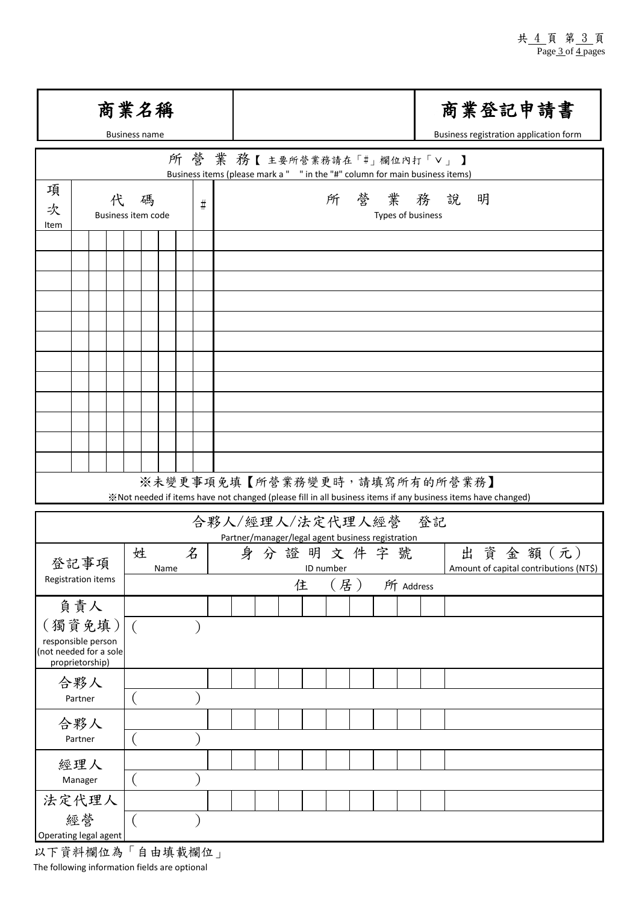| 商業名稱<br>Business name | | 商業登記申請書<br>Business registration application form |
|---|---|---|

**所營業務【主要所營業務請在「#」欄位內打「∨」】**
Business items (please mark a " " in the "#" column for main business items)

| 項次<br>Item | 代碼<br>Business item code | | | | | | | | # | 所營業務說明<br>Types of business |
|---|---|---|---|---|---|---|---|---|---|---|
| | | | | | | | | | | |
| | | | | | | | | | | |
| | | | | | | | | | | |
| | | | | | | | | | | |
| | | | | | | | | | | |
| | | | | | | | | | | |
| | | | | | | | | | | |
| | | | | | | | | | | |
| | | | | | | | | | | |
| | | | | | | | | | | |
| | | | | | | | | | | |
| | | | | | | | | | | |

※未變更事項免填【所營業務變更時，請填寫所有的所營業務】
※Not needed if items have not changed (please fill in all business items if any business items have changed)

**合夥人/經理人/法定代理人經營 登記**
Partner/manager/legal agent business registration

| 登記事項<br>Registration items | 姓名<br>Name | 身分證明文件字號<br>ID number | | | | | | | | | | 出資金額（元）<br>Amount of capital contributions (NT$) |
|---|---|---|---|---|---|---|---|---|---|---|---|---|
| | | 住（居）所 Address | | | | | | | | | | |
| 負責人（獨資免填）<br>responsible person (not needed for a sole proprietorship) | | | | | | | | | | | | |
| | （ ） | | | | | | | | | | | |
| 合夥人<br>Partner | | | | | | | | | | | | |
| | （ ） | | | | | | | | | | | |
| 合夥人<br>Partner | | | | | | | | | | | | |
| | （ ） | | | | | | | | | | | |
| 經理人<br>Manager | | | | | | | | | | | | |
| | （ ） | | | | | | | | | | | |
| 法定代理人經營<br>Operating legal agent | | | | | | | | | | | | |
| | （ ） | | | | | | | | | | | |

以下資料欄位為「自由填載欄位」
The following information fields are optional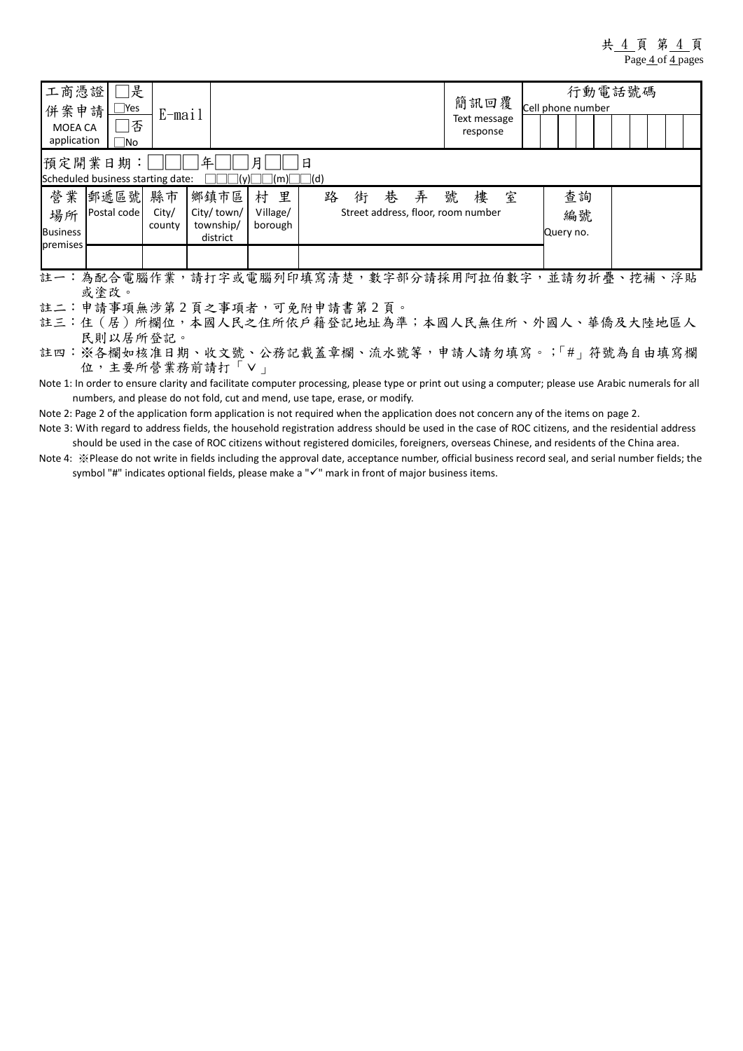| 工商憑證併案申請 MOEA CA application | □是 □Yes □否 □No | E-mail | | 簡訊回覆 Text message response | 行動電話號碼 Cell phone number |
|---|---|---|---|---|---|

| 預定開業日期：□□□年□□月□□日 Scheduled business starting date: □□□(y)□□(m)□□(d) |
|---|

| 營業場所 Business premises | 郵遞區號 Postal code | 縣市 City/ county | 鄉鎮市區 City/ town/ township/ district | 村里 Village/ borough | 路 街 巷 弄 號 樓 室 Street address, floor, room number | 查詢編號 Query no. | |
|---|---|---|---|---|---|---|---|
| | | | | | | | |

註一：為配合電腦作業，請打字或電腦列印填寫清楚，數字部分請採用阿拉伯數字，並請勿折疊、挖補、浮貼或塗改。

註二：申請事項無涉第 2 頁之事項者，可免附申請書第 2 頁。

註三：住（居）所欄位，本國人民之住所依戶籍登記地址為準；本國人民無住所、外國人、華僑及大陸地區人民則以居所登記。

註四：※各欄如核准日期、收文號、公務記載蓋章欄、流水號等，申請人請勿填寫。；「#」符號為自由填寫欄位，主要所營業務前請打「∨」

Note 1: In order to ensure clarity and facilitate computer processing, please type or print out using a computer; please use Arabic numerals for all numbers, and please do not fold, cut and mend, use tape, erase, or modify.

Note 2: Page 2 of the application form application is not required when the application does not concern any of the items on page 2.

Note 3: With regard to address fields, the household registration address should be used in the case of ROC citizens, and the residential address should be used in the case of ROC citizens without registered domiciles, foreigners, overseas Chinese, and residents of the China area.

Note 4: ※Please do not write in fields including the approval date, acceptance number, official business record seal, and serial number fields; the symbol "#" indicates optional fields, please make a "✓" mark in front of major business items.